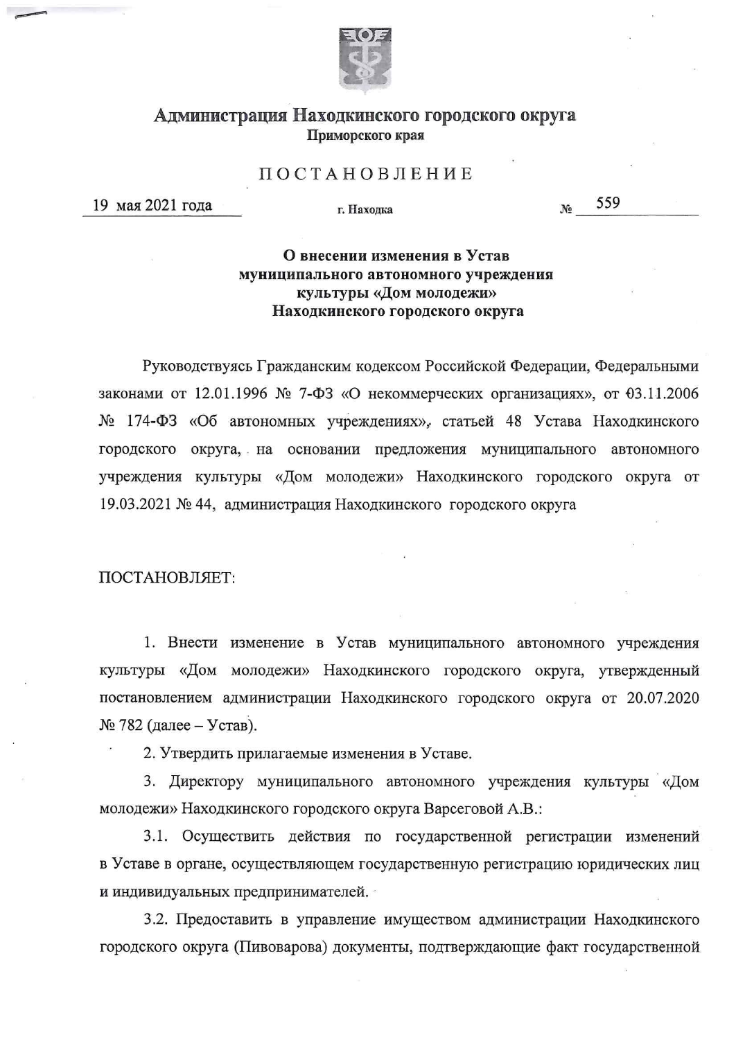# Администрация Находкинского городского округа

**Приморского края**

## ПОСТАНОВЛЕНИЕ

19 мая 2021 года г. Находка № 559

**О внесении изменения в Устав муниципального автономного учреждения культуры «Дом молодежи» Находкинского городского округа**

Руководствуясь Гражданским кодексом Российской Федерации, Федеральными законами от 12.01.1996 № 7-ФЗ «О некоммерческих организациях», от 03.11.2006 № 174-ФЗ «Об автономных учреждениях», статьей 48 Устава Находкинского городского округа, на основании предложения муниципального автономного учреждения культуры «Дом молодежи» Находкинского городского округа от 19.03.2021 № 44, администрация Находкинского городского округа

ПОСТАНОВЛЯЕТ:

1. Внести изменение в Устав муниципального автономного учреждения культуры «Дом молодежи» Находкинского городского округа, утвержденный постановлением администрации Находкинского городского округа от 20.07.2020 № 782 (далее – Устав).

2. Утвердить прилагаемые изменения в Уставе.

3. Директору муниципального автономного учреждения культуры «Дом молодежи» Находкинского городского округа Варсеговой А.В.:

3.1. Осуществить действия по государственной регистрации изменений в Уставе в органе, осуществляющем государственную регистрацию юридических лиц и индивидуальных предпринимателей.

3.2. Предоставить в управление имуществом администрации Находкинского городского округа (Пивоварова) документы, подтверждающие факт государственной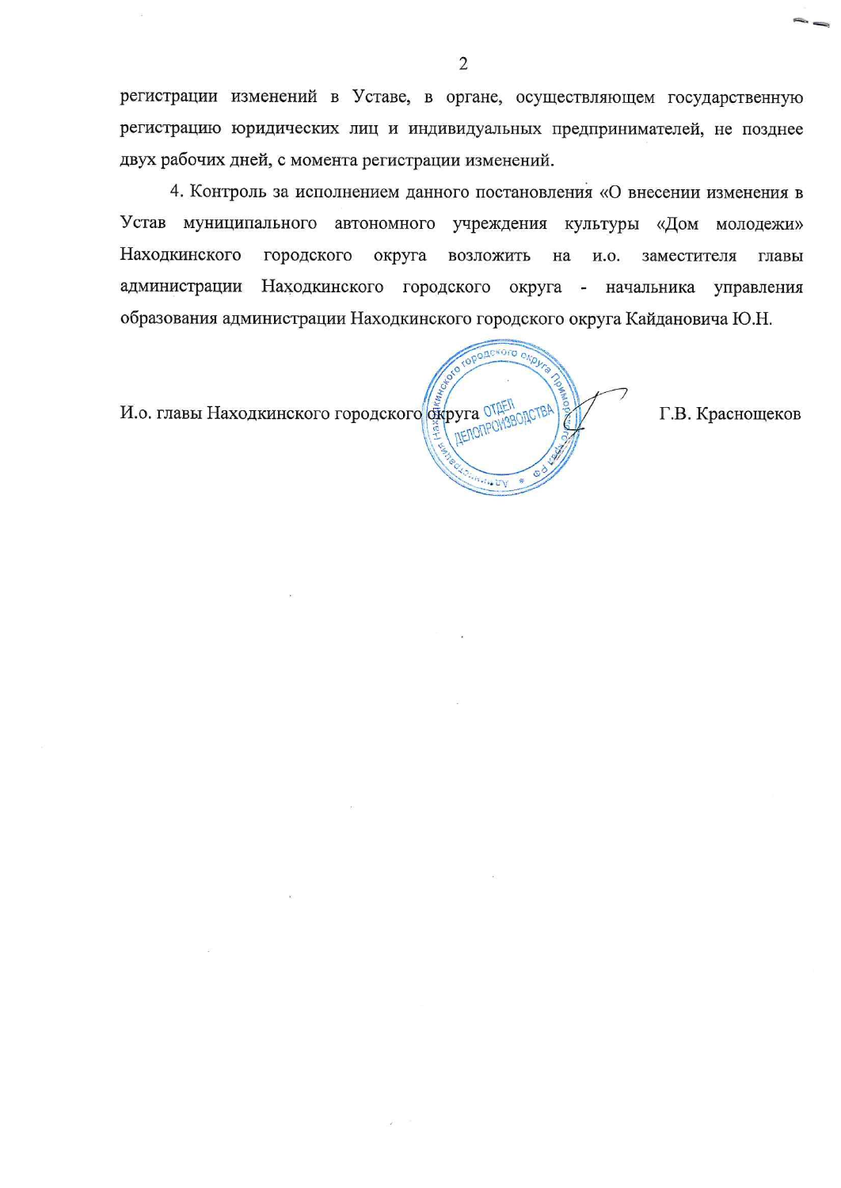регистрации изменений в Уставе, в органе, осуществляющем государственную регистрацию юридических лиц и индивидуальных предпринимателей, не позднее двух рабочих дней, с момента регистрации изменений.

4. Контроль за исполнением данного постановления «О внесении изменения в Устав муниципального автономного учреждения культуры «Дом молодежи» Находкинского городского округа возложить на и.о. заместителя главы администрации Находкинского городского округа - начальника управления образования администрации Находкинского городского округа Кайдановича Ю.Н.

И.о. главы Находкинского городского округа Г.В. Краснощеков